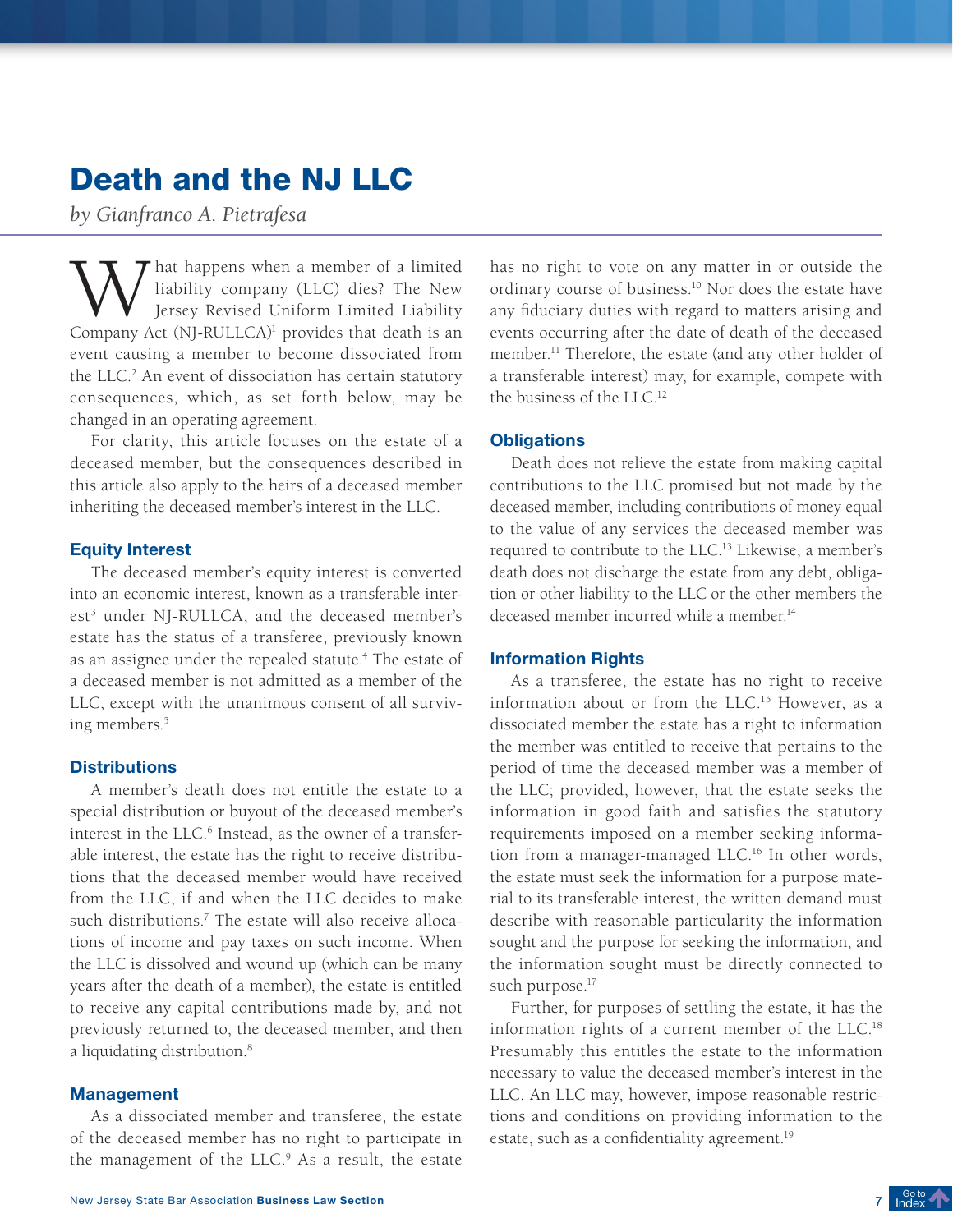# Death and the NJ LLC

*by Gianfranco A. Pietrafesa*

What happens when a member of a limited liability company (LLC) dies? The New Jersey Revised Uniform Limited Liability Company Act (NJ-RULLCA)[1] provides that death is an event causing a member to become dissociated from the LLC.[2] An event of dissociation has certain statutory consequences, which, as set forth below, may be changed in an operating agreement.

For clarity, this article focuses on the estate of a deceased member, but the consequences described in this article also apply to the heirs of a deceased member inheriting the deceased member's interest in the LLC.

### Equity Interest

The deceased member's equity interest is converted into an economic interest, known as a transferable interest[3] under NJ-RULLCA, and the deceased member's estate has the status of a transferee, previously known as an assignee under the repealed statute.[4] The estate of a deceased member is not admitted as a member of the LLC, except with the unanimous consent of all surviving members.[5]

### Distributions

A member's death does not entitle the estate to a special distribution or buyout of the deceased member's interest in the LLC.[6] Instead, as the owner of a transferable interest, the estate has the right to receive distributions that the deceased member would have received from the LLC, if and when the LLC decides to make such distributions.[7] The estate will also receive allocations of income and pay taxes on such income. When the LLC is dissolved and wound up (which can be many years after the death of a member), the estate is entitled to receive any capital contributions made by, and not previously returned to, the deceased member, and then a liquidating distribution.[8]

### Management

As a dissociated member and transferee, the estate of the deceased member has no right to participate in the management of the LLC.[9] As a result, the estate has no right to vote on any matter in or outside the ordinary course of business.[10] Nor does the estate have any fiduciary duties with regard to matters arising and events occurring after the date of death of the deceased member.[11] Therefore, the estate (and any other holder of a transferable interest) may, for example, compete with the business of the LLC.[12]

### Obligations

Death does not relieve the estate from making capital contributions to the LLC promised but not made by the deceased member, including contributions of money equal to the value of any services the deceased member was required to contribute to the LLC.[13] Likewise, a member's death does not discharge the estate from any debt, obligation or other liability to the LLC or the other members the deceased member incurred while a member.[14]

### Information Rights

As a transferee, the estate has no right to receive information about or from the LLC.[15] However, as a dissociated member the estate has a right to information the member was entitled to receive that pertains to the period of time the deceased member was a member of the LLC; provided, however, that the estate seeks the information in good faith and satisfies the statutory requirements imposed on a member seeking information from a manager-managed LLC.[16] In other words, the estate must seek the information for a purpose material to its transferable interest, the written demand must describe with reasonable particularity the information sought and the purpose for seeking the information, and the information sought must be directly connected to such purpose.[17]

Further, for purposes of settling the estate, it has the information rights of a current member of the LLC.[18] Presumably this entitles the estate to the information necessary to value the deceased member's interest in the LLC. An LLC may, however, impose reasonable restrictions and conditions on providing information to the estate, such as a confidentiality agreement.[19]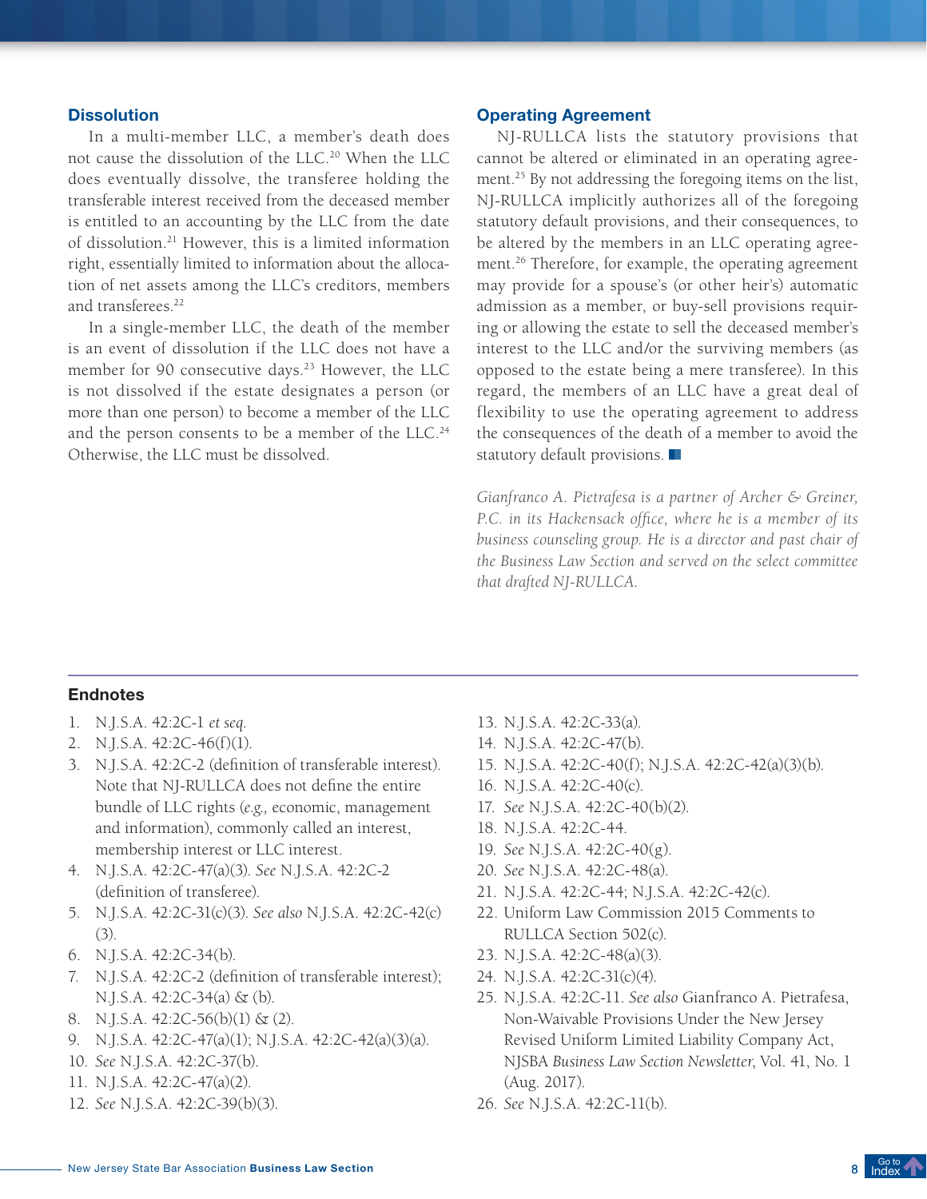## Dissolution

In a multi-member LLC, a member's death does not cause the dissolution of the LLC.[20] When the LLC does eventually dissolve, the transferee holding the transferable interest received from the deceased member is entitled to an accounting by the LLC from the date of dissolution.[21] However, this is a limited information right, essentially limited to information about the allocation of net assets among the LLC's creditors, members and transferees.[22]

In a single-member LLC, the death of the member is an event of dissolution if the LLC does not have a member for 90 consecutive days.[23] However, the LLC is not dissolved if the estate designates a person (or more than one person) to become a member of the LLC and the person consents to be a member of the LLC.[24] Otherwise, the LLC must be dissolved.

## Operating Agreement

NJ-RULLCA lists the statutory provisions that cannot be altered or eliminated in an operating agreement.[25] By not addressing the foregoing items on the list, NJ-RULLCA implicitly authorizes all of the foregoing statutory default provisions, and their consequences, to be altered by the members in an LLC operating agreement.[26] Therefore, for example, the operating agreement may provide for a spouse's (or other heir's) automatic admission as a member, or buy-sell provisions requiring or allowing the estate to sell the deceased member's interest to the LLC and/or the surviving members (as opposed to the estate being a mere transferee). In this regard, the members of an LLC have a great deal of flexibility to use the operating agreement to address the consequences of the death of a member to avoid the statutory default provisions.

*Gianfranco A. Pietrafesa is a partner of Archer & Greiner, P.C. in its Hackensack office, where he is a member of its business counseling group. He is a director and past chair of the Business Law Section and served on the select committee that drafted NJ-RULLCA.*

## Endnotes

1. N.J.S.A. 42:2C-1 *et seq.*
2. N.J.S.A. 42:2C-46(f)(1).
3. N.J.S.A. 42:2C-2 (definition of transferable interest). Note that NJ-RULLCA does not define the entire bundle of LLC rights (*e.g.,* economic, management and information), commonly called an interest, membership interest or LLC interest.
4. N.J.S.A. 42:2C-47(a)(3). *See* N.J.S.A. 42:2C-2 (definition of transferee).
5. N.J.S.A. 42:2C-31(c)(3). *See also* N.J.S.A. 42:2C-42(c)(3).
6. N.J.S.A. 42:2C-34(b).
7. N.J.S.A. 42:2C-2 (definition of transferable interest); N.J.S.A. 42:2C-34(a) & (b).
8. N.J.S.A. 42:2C-56(b)(1) & (2).
9. N.J.S.A. 42:2C-47(a)(1); N.J.S.A. 42:2C-42(a)(3)(a).
10. *See* N.J.S.A. 42:2C-37(b).
11. N.J.S.A. 42:2C-47(a)(2).
12. *See* N.J.S.A. 42:2C-39(b)(3).
13. N.J.S.A. 42:2C-33(a).
14. N.J.S.A. 42:2C-47(b).
15. N.J.S.A. 42:2C-40(f); N.J.S.A. 42:2C-42(a)(3)(b).
16. N.J.S.A. 42:2C-40(c).
17. *See* N.J.S.A. 42:2C-40(b)(2).
18. N.J.S.A. 42:2C-44.
19. *See* N.J.S.A. 42:2C-40(g).
20. *See* N.J.S.A. 42:2C-48(a).
21. N.J.S.A. 42:2C-44; N.J.S.A. 42:2C-42(c).
22. Uniform Law Commission 2015 Comments to RULLCA Section 502(c).
23. N.J.S.A. 42:2C-48(a)(3).
24. N.J.S.A. 42:2C-31(c)(4).
25. N.J.S.A. 42:2C-11. *See also* Gianfranco A. Pietrafesa, Non-Waivable Provisions Under the New Jersey Revised Uniform Limited Liability Company Act, NJSBA *Business Law Section Newsletter*, Vol. 41, No. 1 (Aug. 2017).
26. *See* N.J.S.A. 42:2C-11(b).